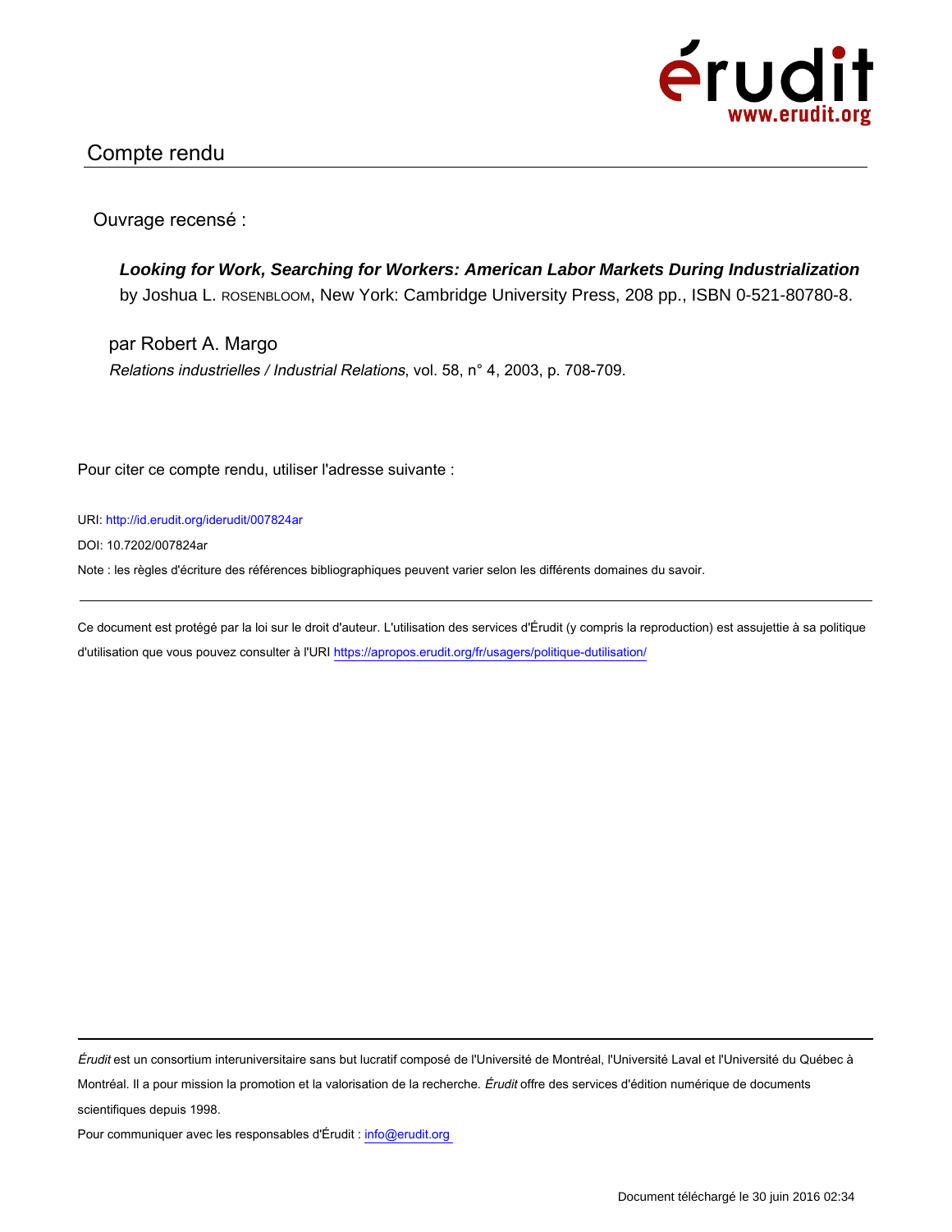érudit
www.erudit.org

## Compte rendu

Ouvrage recensé :

***Looking for Work, Searching for Workers: American Labor Markets During Industrialization***
by Joshua L. ROSENBLOOM, New York: Cambridge University Press, 208 pp., ISBN 0-521-80780-8.

par Robert A. Margo

*Relations industrielles / Industrial Relations*, vol. 58, n° 4, 2003, p. 708-709.

Pour citer ce compte rendu, utiliser l'adresse suivante :

URI: http://id.erudit.org/iderudit/007824ar

DOI: 10.7202/007824ar

Note : les règles d'écriture des références bibliographiques peuvent varier selon les différents domaines du savoir.

---

Ce document est protégé par la loi sur le droit d'auteur. L'utilisation des services d'Érudit (y compris la reproduction) est assujettie à sa politique d'utilisation que vous pouvez consulter à l'URI https://apropos.erudit.org/fr/usagers/politique-dutilisation/

---

*Érudit* est un consortium interuniversitaire sans but lucratif composé de l'Université de Montréal, l'Université Laval et l'Université du Québec à Montréal. Il a pour mission la promotion et la valorisation de la recherche. *Érudit* offre des services d'édition numérique de documents scientifiques depuis 1998.

Pour communiquer avec les responsables d'Érudit : info@erudit.org

Document téléchargé le 30 juin 2016 02:34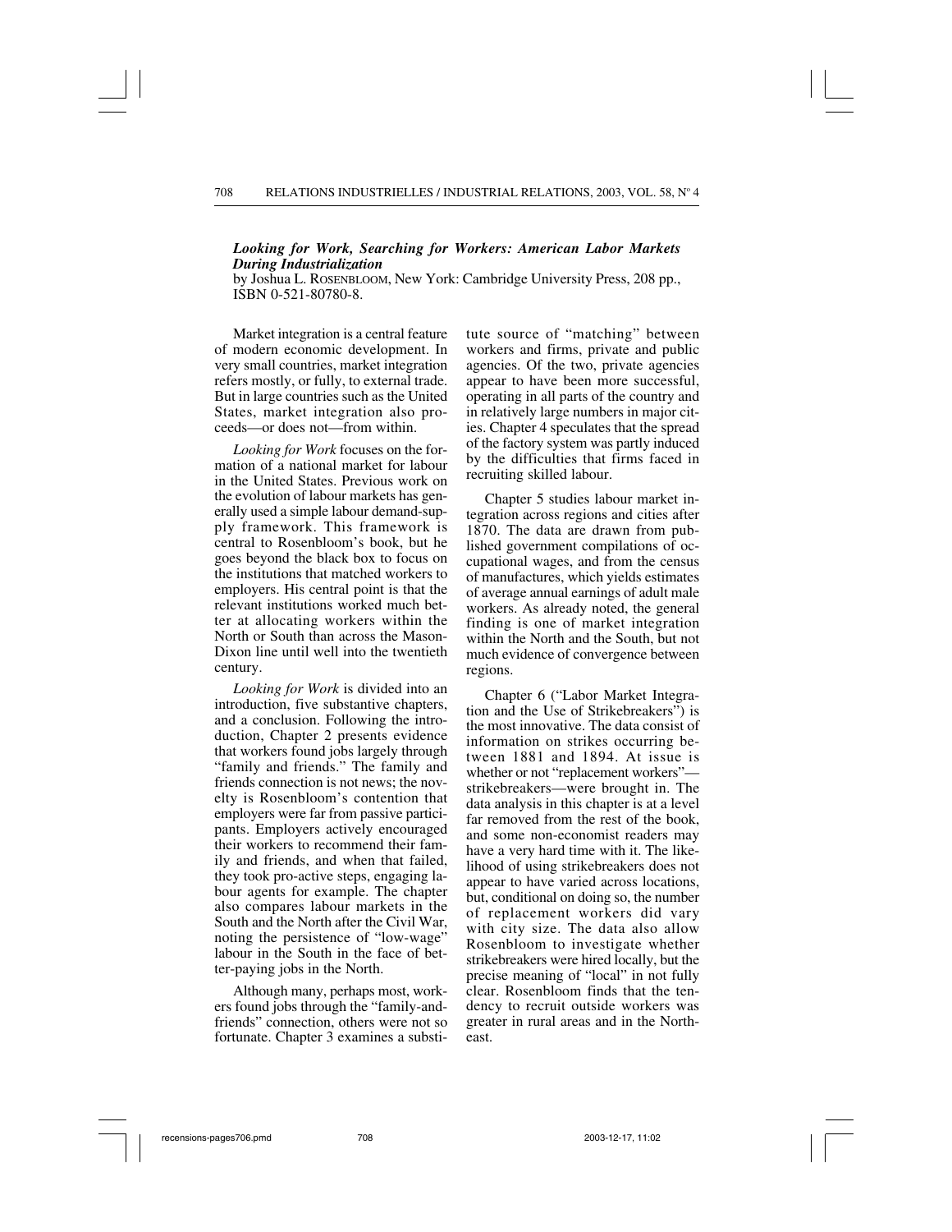***Looking for Work, Searching for Workers: American Labor Markets During Industrialization***
by Joshua L. ROSENBLOOM, New York: Cambridge University Press, 208 pp., ISBN 0-521-80780-8.

Market integration is a central feature of modern economic development. In very small countries, market integration refers mostly, or fully, to external trade. But in large countries such as the United States, market integration also proceeds—or does not—from within.

*Looking for Work* focuses on the formation of a national market for labour in the United States. Previous work on the evolution of labour markets has generally used a simple labour demand-supply framework. This framework is central to Rosenbloom's book, but he goes beyond the black box to focus on the institutions that matched workers to employers. His central point is that the relevant institutions worked much better at allocating workers within the North or South than across the Mason-Dixon line until well into the twentieth century.

*Looking for Work* is divided into an introduction, five substantive chapters, and a conclusion. Following the introduction, Chapter 2 presents evidence that workers found jobs largely through "family and friends." The family and friends connection is not news; the novelty is Rosenbloom's contention that employers were far from passive participants. Employers actively encouraged their workers to recommend their family and friends, and when that failed, they took pro-active steps, engaging labour agents for example. The chapter also compares labour markets in the South and the North after the Civil War, noting the persistence of "low-wage" labour in the South in the face of better-paying jobs in the North.

Although many, perhaps most, workers found jobs through the "family-and-friends" connection, others were not so fortunate. Chapter 3 examines a substitute source of "matching" between workers and firms, private and public agencies. Of the two, private agencies appear to have been more successful, operating in all parts of the country and in relatively large numbers in major cities. Chapter 4 speculates that the spread of the factory system was partly induced by the difficulties that firms faced in recruiting skilled labour.

Chapter 5 studies labour market integration across regions and cities after 1870. The data are drawn from published government compilations of occupational wages, and from the census of manufactures, which yields estimates of average annual earnings of adult male workers. As already noted, the general finding is one of market integration within the North and the South, but not much evidence of convergence between regions.

Chapter 6 ("Labor Market Integration and the Use of Strikebreakers") is the most innovative. The data consist of information on strikes occurring between 1881 and 1894. At issue is whether or not "replacement workers"—strikebreakers—were brought in. The data analysis in this chapter is at a level far removed from the rest of the book, and some non-economist readers may have a very hard time with it. The likelihood of using strikebreakers does not appear to have varied across locations, but, conditional on doing so, the number of replacement workers did vary with city size. The data also allow Rosenbloom to investigate whether strikebreakers were hired locally, but the precise meaning of "local" in not fully clear. Rosenbloom finds that the tendency to recruit outside workers was greater in rural areas and in the Northeast.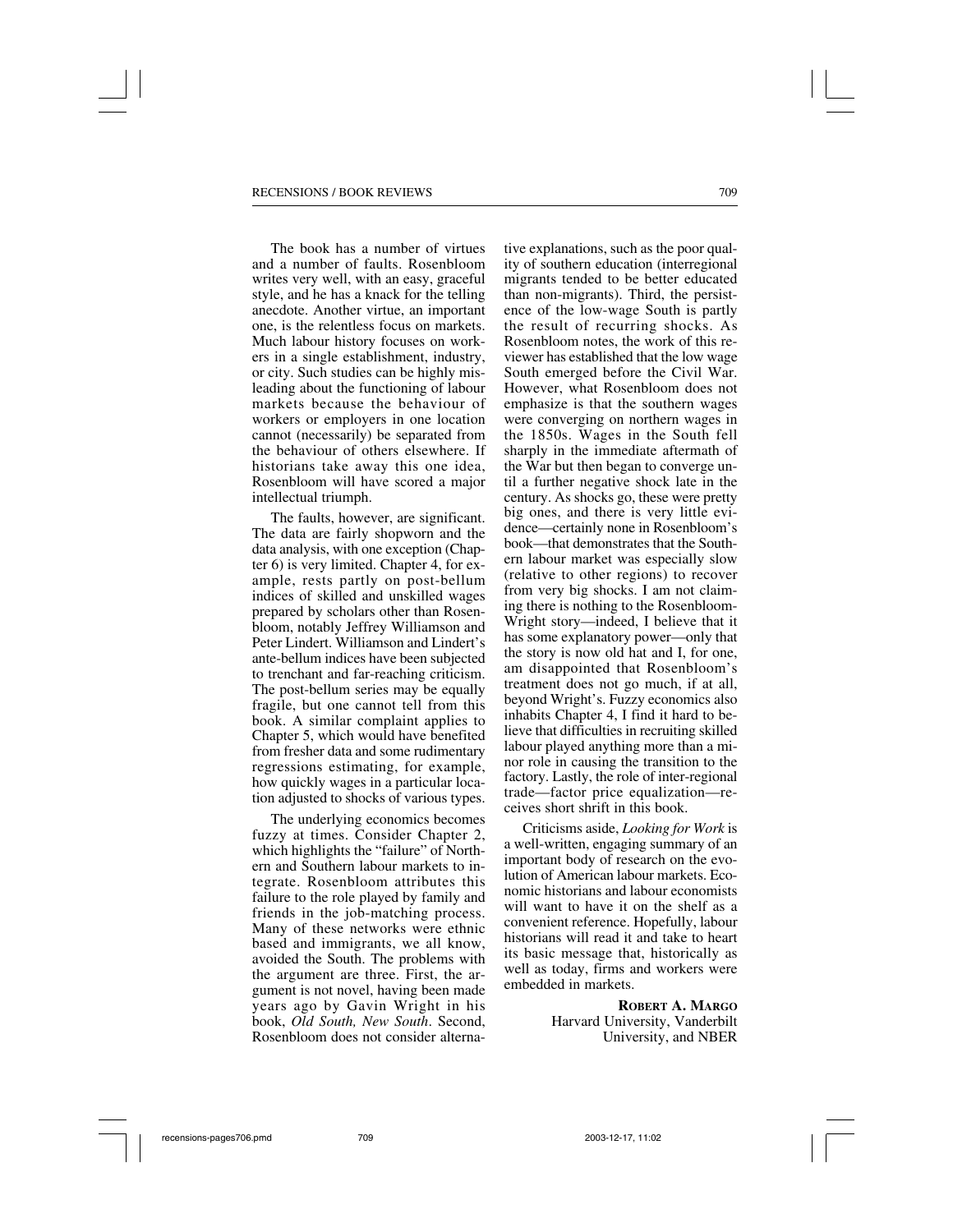The book has a number of virtues and a number of faults. Rosenbloom writes very well, with an easy, graceful style, and he has a knack for the telling anecdote. Another virtue, an important one, is the relentless focus on markets. Much labour history focuses on workers in a single establishment, industry, or city. Such studies can be highly misleading about the functioning of labour markets because the behaviour of workers or employers in one location cannot (necessarily) be separated from the behaviour of others elsewhere. If historians take away this one idea, Rosenbloom will have scored a major intellectual triumph.

The faults, however, are significant. The data are fairly shopworn and the data analysis, with one exception (Chapter 6) is very limited. Chapter 4, for example, rests partly on post-bellum indices of skilled and unskilled wages prepared by scholars other than Rosenbloom, notably Jeffrey Williamson and Peter Lindert. Williamson and Lindert's ante-bellum indices have been subjected to trenchant and far-reaching criticism. The post-bellum series may be equally fragile, but one cannot tell from this book. A similar complaint applies to Chapter 5, which would have benefited from fresher data and some rudimentary regressions estimating, for example, how quickly wages in a particular location adjusted to shocks of various types.

The underlying economics becomes fuzzy at times. Consider Chapter 2, which highlights the "failure" of Northern and Southern labour markets to integrate. Rosenbloom attributes this failure to the role played by family and friends in the job-matching process. Many of these networks were ethnic based and immigrants, we all know, avoided the South. The problems with the argument are three. First, the argument is not novel, having been made years ago by Gavin Wright in his book, *Old South, New South*. Second, Rosenbloom does not consider alternative explanations, such as the poor quality of southern education (interregional migrants tended to be better educated than non-migrants). Third, the persistence of the low-wage South is partly the result of recurring shocks. As Rosenbloom notes, the work of this reviewer has established that the low wage South emerged before the Civil War. However, what Rosenbloom does not emphasize is that the southern wages were converging on northern wages in the 1850s. Wages in the South fell sharply in the immediate aftermath of the War but then began to converge until a further negative shock late in the century. As shocks go, these were pretty big ones, and there is very little evidence—certainly none in Rosenbloom's book—that demonstrates that the Southern labour market was especially slow (relative to other regions) to recover from very big shocks. I am not claiming there is nothing to the Rosenbloom-Wright story—indeed, I believe that it has some explanatory power—only that the story is now old hat and I, for one, am disappointed that Rosenbloom's treatment does not go much, if at all, beyond Wright's. Fuzzy economics also inhabits Chapter 4, I find it hard to believe that difficulties in recruiting skilled labour played anything more than a minor role in causing the transition to the factory. Lastly, the role of inter-regional trade—factor price equalization—receives short shrift in this book.

Criticisms aside, *Looking for Work* is a well-written, engaging summary of an important body of research on the evolution of American labour markets. Economic historians and labour economists will want to have it on the shelf as a convenient reference. Hopefully, labour historians will read it and take to heart its basic message that, historically as well as today, firms and workers were embedded in markets.

**ROBERT A. MARGO**
Harvard University, Vanderbilt University, and NBER